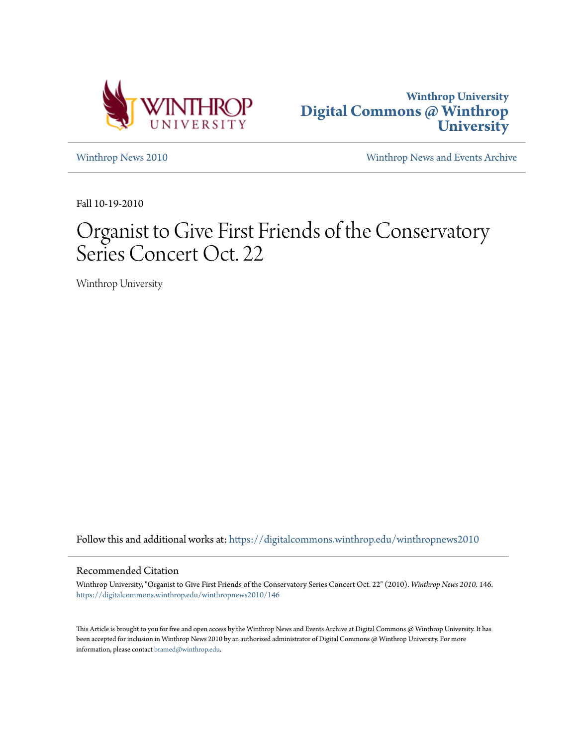Winthrop University
**Digital Commons @ Winthrop University**

Winthrop News 2010 | Winthrop News and Events Archive

Fall 10-19-2010

# Organist to Give First Friends of the Conservatory Series Concert Oct. 22

Winthrop University

Follow this and additional works at: https://digitalcommons.winthrop.edu/winthropnews2010

## Recommended Citation

Winthrop University, "Organist to Give First Friends of the Conservatory Series Concert Oct. 22" (2010). *Winthrop News 2010*. 146.
https://digitalcommons.winthrop.edu/winthropnews2010/146

This Article is brought to you for free and open access by the Winthrop News and Events Archive at Digital Commons @ Winthrop University. It has been accepted for inclusion in Winthrop News 2010 by an authorized administrator of Digital Commons @ Winthrop University. For more information, please contact bramed@winthrop.edu.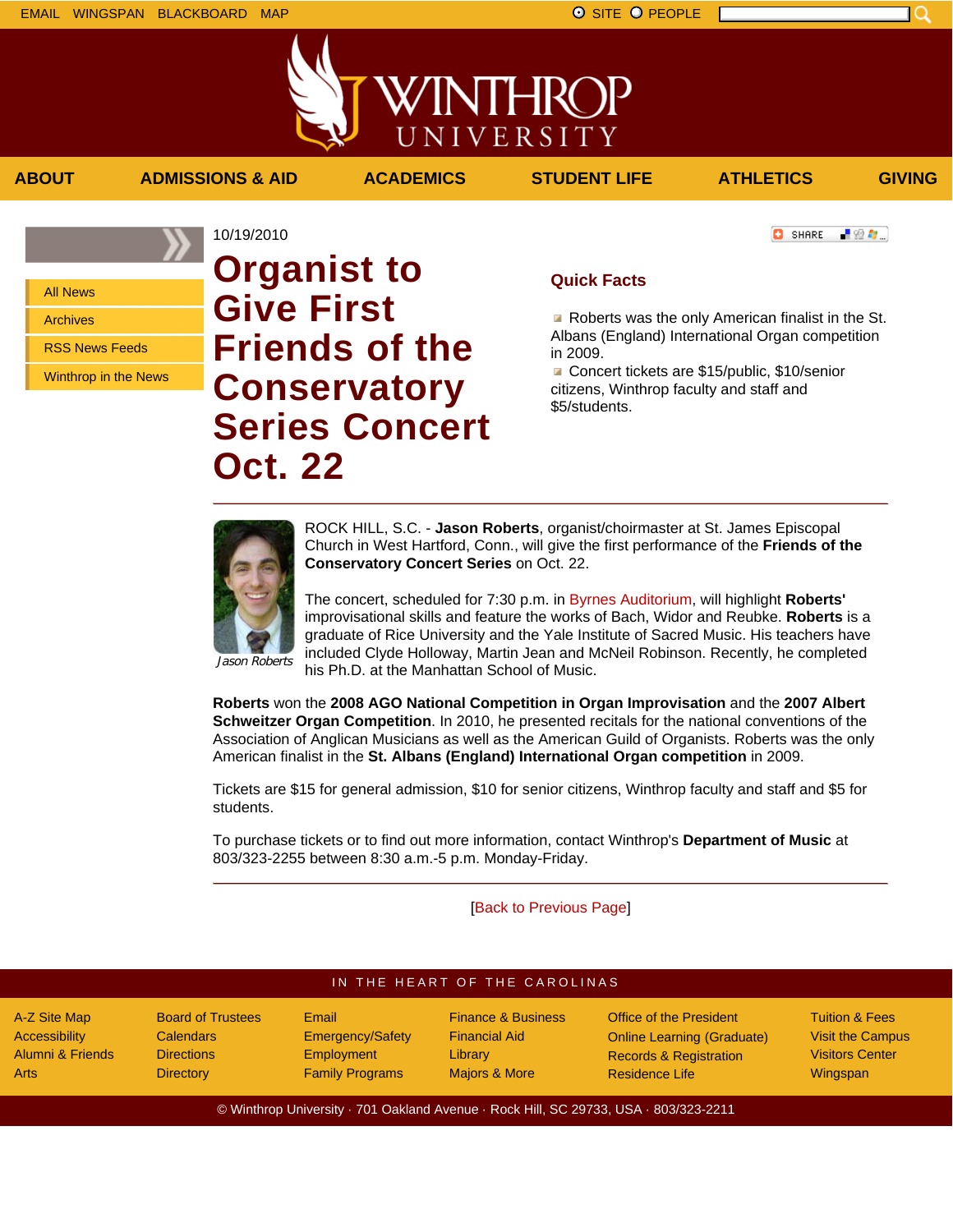EMAIL WINGSPAN BLACKBOARD MAP

SITE PEOPLE

ABOUT ADMISSIONS & AID ACADEMICS STUDENT LIFE ATHLETICS GIVING

- All News
- Archives
- RSS News Feeds
- Winthrop in the News

10/19/2010

# Organist to Give First Friends of the Conservatory Series Concert Oct. 22

SHARE

## Quick Facts

- Roberts was the only American finalist in the St. Albans (England) International Organ competition in 2009.
- Concert tickets are $15/public, $10/senior citizens, Winthrop faculty and staff and $5/students.

Jason Roberts

ROCK HILL, S.C. - **Jason Roberts**, organist/choirmaster at St. James Episcopal Church in West Hartford, Conn., will give the first performance of the **Friends of the Conservatory Concert Series** on Oct. 22.

The concert, scheduled for 7:30 p.m. in Byrnes Auditorium, will highlight **Roberts'** improvisational skills and feature the works of Bach, Widor and Reubke. **Roberts** is a graduate of Rice University and the Yale Institute of Sacred Music. His teachers have included Clyde Holloway, Martin Jean and McNeil Robinson. Recently, he completed his Ph.D. at the Manhattan School of Music.

**Roberts** won the **2008 AGO National Competition in Organ Improvisation** and the **2007 Albert Schweitzer Organ Competition**. In 2010, he presented recitals for the national conventions of the Association of Anglican Musicians as well as the American Guild of Organists. Roberts was the only American finalist in the **St. Albans (England) International Organ competition** in 2009.

Tickets are $15 for general admission, $10 for senior citizens, Winthrop faculty and staff and $5 for students.

To purchase tickets or to find out more information, contact Winthrop's **Department of Music** at 803/323-2255 between 8:30 a.m.-5 p.m. Monday-Friday.

[Back to Previous Page]

IN THE HEART OF THE CAROLINAS

A-Z Site Map
Accessibility
Alumni & Friends
Arts
Board of Trustees
Calendars
Directions
Directory
Email
Emergency/Safety
Employment
Family Programs
Finance & Business
Financial Aid
Library
Majors & More
Office of the President
Online Learning (Graduate)
Records & Registration
Residence Life
Tuition & Fees
Visit the Campus
Visitors Center
Wingspan

© Winthrop University · 701 Oakland Avenue · Rock Hill, SC 29733, USA · 803/323-2211